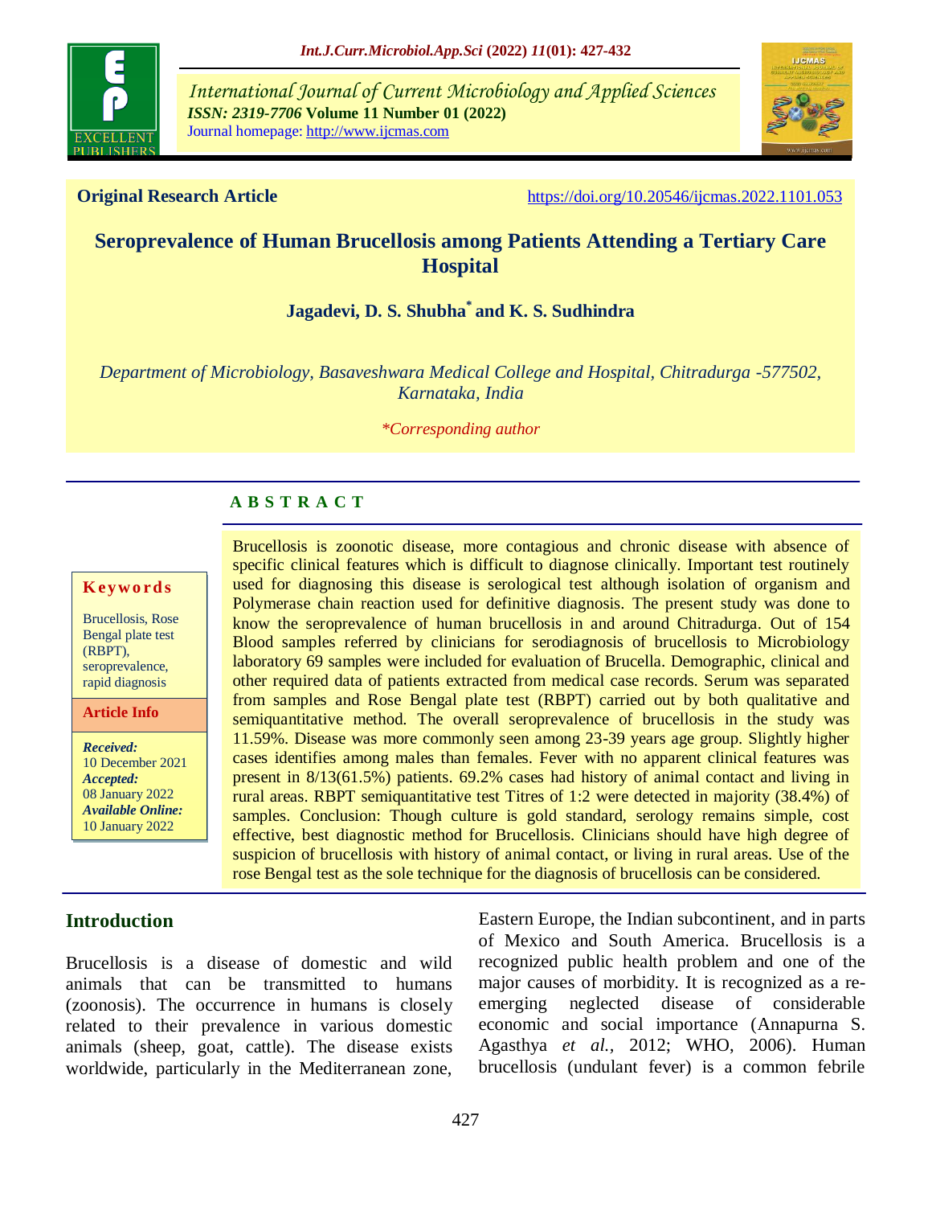*International Journal of Current Microbiology and Applied Sciences*
***ISSN: 2319-7706* Volume 11 Number 01 (2022)**
Journal homepage: http://www.ijcmas.com

**Original Research Article** https://doi.org/10.20546/ijcmas.2022.1101.053

# Seroprevalence of Human Brucellosis among Patients Attending a Tertiary Care Hospital

**Jagadevi, D. S. Shubha\* and K. S. Sudhindra**

*Department of Microbiology, Basaveshwara Medical College and Hospital, Chitradurga -577502, Karnataka, India*

*\*Corresponding author*

**Keywords**

Brucellosis, Rose Bengal plate test (RBPT), seroprevalence, rapid diagnosis

**Article Info**

***Received:*** 10 December 2021
***Accepted:*** 08 January 2022
***Available Online:*** 10 January 2022

## ABSTRACT

Brucellosis is zoonotic disease, more contagious and chronic disease with absence of specific clinical features which is difficult to diagnose clinically. Important test routinely used for diagnosing this disease is serological test although isolation of organism and Polymerase chain reaction used for definitive diagnosis. The present study was done to know the seroprevalence of human brucellosis in and around Chitradurga. Out of 154 Blood samples referred by clinicians for serodiagnosis of brucellosis to Microbiology laboratory 69 samples were included for evaluation of Brucella. Demographic, clinical and other required data of patients extracted from medical case records. Serum was separated from samples and Rose Bengal plate test (RBPT) carried out by both qualitative and semiquantitative method. The overall seroprevalence of brucellosis in the study was 11.59%. Disease was more commonly seen among 23-39 years age group. Slightly higher cases identifies among males than females. Fever with no apparent clinical features was present in 8/13(61.5%) patients. 69.2% cases had history of animal contact and living in rural areas. RBPT semiquantitative test Titres of 1:2 were detected in majority (38.4%) of samples. Conclusion: Though culture is gold standard, serology remains simple, cost effective, best diagnostic method for Brucellosis. Clinicians should have high degree of suspicion of brucellosis with history of animal contact, or living in rural areas. Use of the rose Bengal test as the sole technique for the diagnosis of brucellosis can be considered.

## Introduction

Brucellosis is a disease of domestic and wild animals that can be transmitted to humans (zoonosis). The occurrence in humans is closely related to their prevalence in various domestic animals (sheep, goat, cattle). The disease exists worldwide, particularly in the Mediterranean zone, Eastern Europe, the Indian subcontinent, and in parts of Mexico and South America. Brucellosis is a recognized public health problem and one of the major causes of morbidity. It is recognized as a re-emerging neglected disease of considerable economic and social importance (Annapurna S. Agasthya *et al.,* 2012; WHO, 2006). Human brucellosis (undulant fever) is a common febrile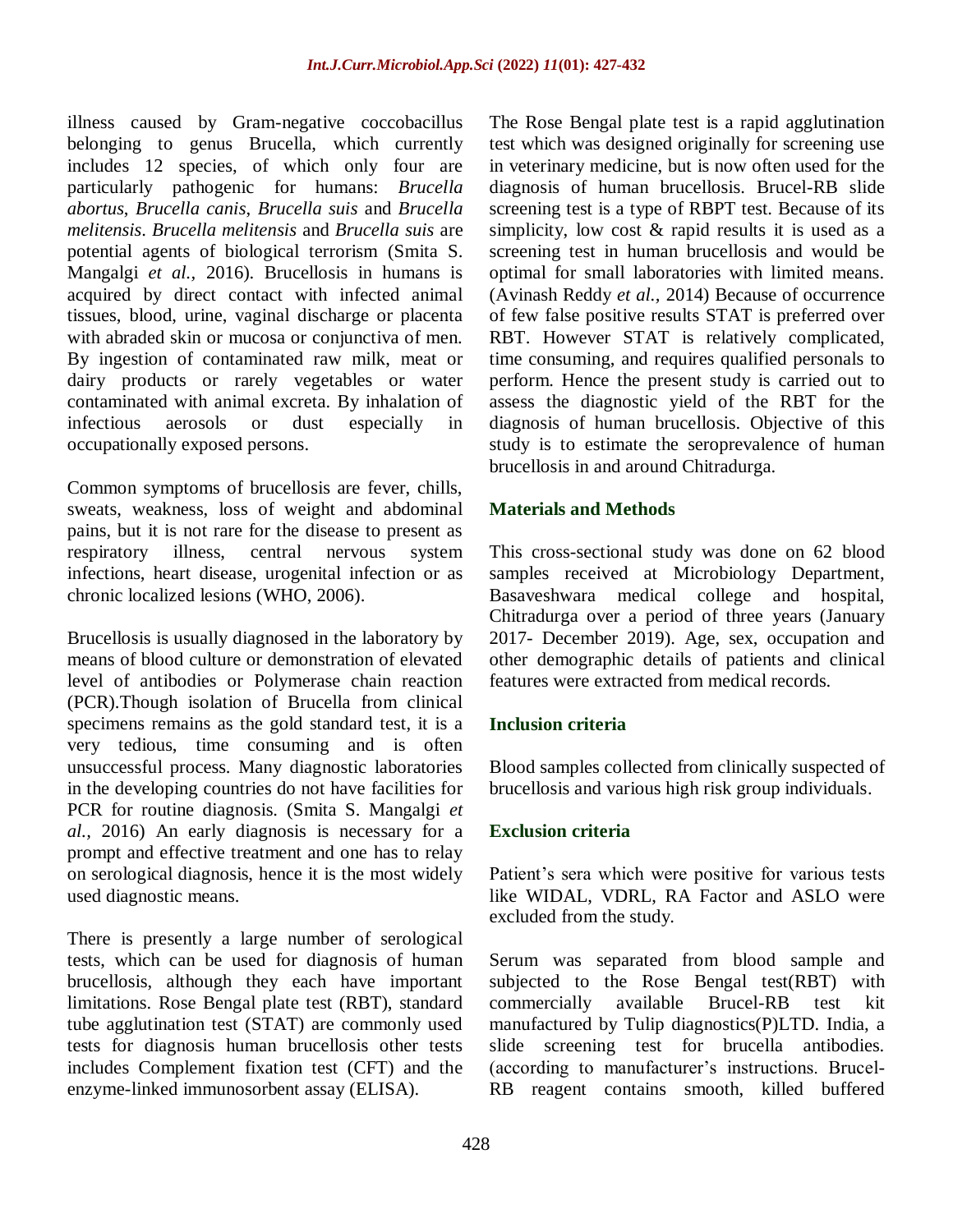illness caused by Gram-negative coccobacillus belonging to genus Brucella, which currently includes 12 species, of which only four are particularly pathogenic for humans: *Brucella abortus*, *Brucella canis*, *Brucella suis* and *Brucella melitensis*. *Brucella melitensis* and *Brucella suis* are potential agents of biological terrorism (Smita S. Mangalgi *et al.,* 2016). Brucellosis in humans is acquired by direct contact with infected animal tissues, blood, urine, vaginal discharge or placenta with abraded skin or mucosa or conjunctiva of men. By ingestion of contaminated raw milk, meat or dairy products or rarely vegetables or water contaminated with animal excreta. By inhalation of infectious aerosols or dust especially in occupationally exposed persons.

Common symptoms of brucellosis are fever, chills, sweats, weakness, loss of weight and abdominal pains, but it is not rare for the disease to present as respiratory illness, central nervous system infections, heart disease, urogenital infection or as chronic localized lesions (WHO, 2006).

Brucellosis is usually diagnosed in the laboratory by means of blood culture or demonstration of elevated level of antibodies or Polymerase chain reaction (PCR).Though isolation of Brucella from clinical specimens remains as the gold standard test, it is a very tedious, time consuming and is often unsuccessful process. Many diagnostic laboratories in the developing countries do not have facilities for PCR for routine diagnosis. (Smita S. Mangalgi *et al.,* 2016) An early diagnosis is necessary for a prompt and effective treatment and one has to relay on serological diagnosis, hence it is the most widely used diagnostic means.

There is presently a large number of serological tests, which can be used for diagnosis of human brucellosis, although they each have important limitations. Rose Bengal plate test (RBT), standard tube agglutination test (STAT) are commonly used tests for diagnosis human brucellosis other tests includes Complement fixation test (CFT) and the enzyme-linked immunosorbent assay (ELISA).

The Rose Bengal plate test is a rapid agglutination test which was designed originally for screening use in veterinary medicine, but is now often used for the diagnosis of human brucellosis. Brucel-RB slide screening test is a type of RBPT test. Because of its simplicity, low cost & rapid results it is used as a screening test in human brucellosis and would be optimal for small laboratories with limited means. (Avinash Reddy *et al.,* 2014) Because of occurrence of few false positive results STAT is preferred over RBT. However STAT is relatively complicated, time consuming, and requires qualified personals to perform. Hence the present study is carried out to assess the diagnostic yield of the RBT for the diagnosis of human brucellosis. Objective of this study is to estimate the seroprevalence of human brucellosis in and around Chitradurga.

## Materials and Methods

This cross-sectional study was done on 62 blood samples received at Microbiology Department, Basaveshwara medical college and hospital, Chitradurga over a period of three years (January 2017- December 2019). Age, sex, occupation and other demographic details of patients and clinical features were extracted from medical records.

### Inclusion criteria

Blood samples collected from clinically suspected of brucellosis and various high risk group individuals.

### Exclusion criteria

Patient's sera which were positive for various tests like WIDAL, VDRL, RA Factor and ASLO were excluded from the study.

Serum was separated from blood sample and subjected to the Rose Bengal test(RBT) with commercially available Brucel-RB test kit manufactured by Tulip diagnostics(P)LTD. India, a slide screening test for brucella antibodies. (according to manufacturer's instructions. Brucel-RB reagent contains smooth, killed buffered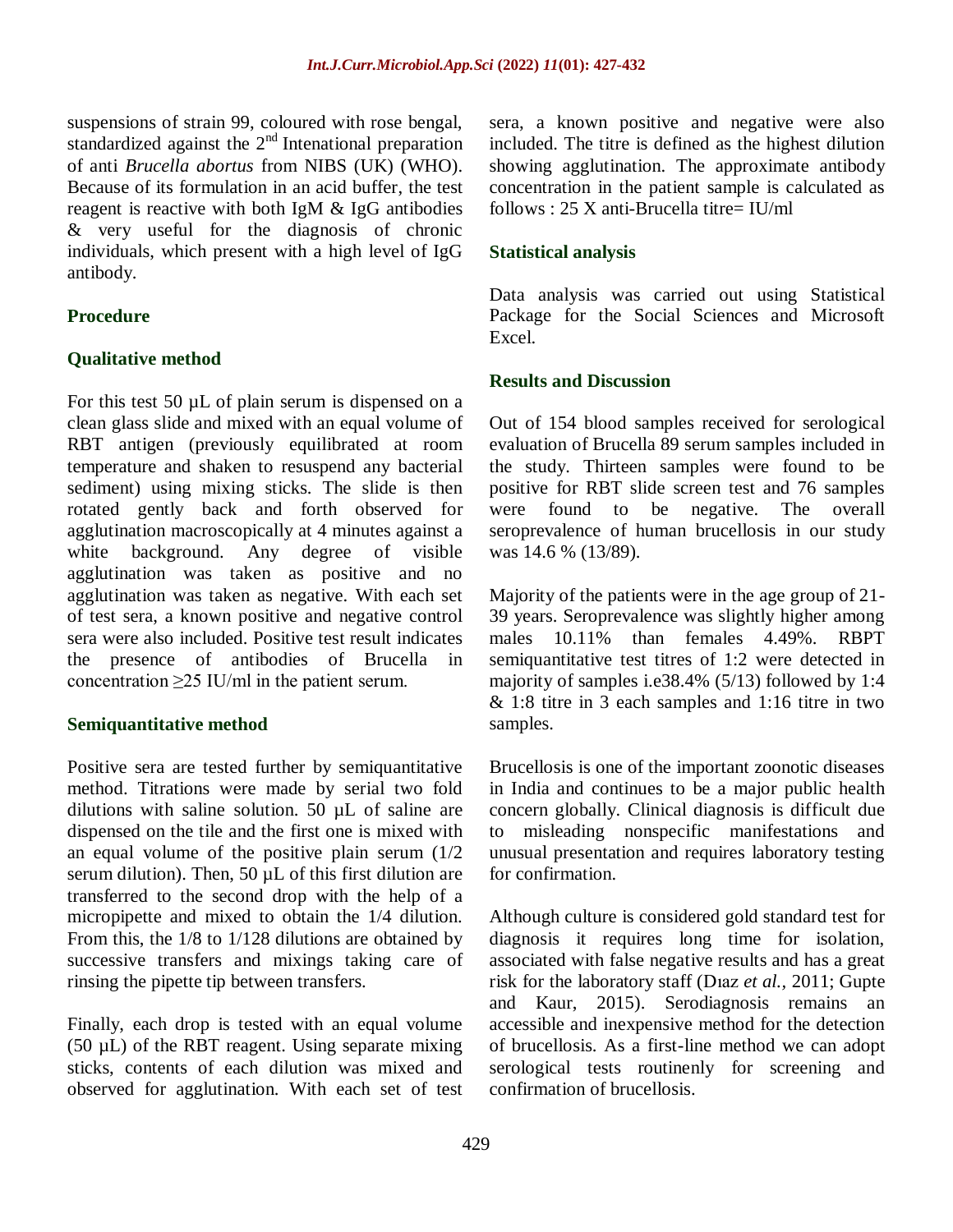suspensions of strain 99, coloured with rose bengal, standardized against the 2nd Intenational preparation of anti *Brucella abortus* from NIBS (UK) (WHO). Because of its formulation in an acid buffer, the test reagent is reactive with both IgM & IgG antibodies & very useful for the diagnosis of chronic individuals, which present with a high level of IgG antibody.

## Procedure

### Qualitative method

For this test 50 µL of plain serum is dispensed on a clean glass slide and mixed with an equal volume of RBT antigen (previously equilibrated at room temperature and shaken to resuspend any bacterial sediment) using mixing sticks. The slide is then rotated gently back and forth observed for agglutination macroscopically at 4 minutes against a white background. Any degree of visible agglutination was taken as positive and no agglutination was taken as negative. With each set of test sera, a known positive and negative control sera were also included. Positive test result indicates the presence of antibodies of Brucella in concentration ≥25 IU/ml in the patient serum.

### Semiquantitative method

Positive sera are tested further by semiquantitative method. Titrations were made by serial two fold dilutions with saline solution. 50 µL of saline are dispensed on the tile and the first one is mixed with an equal volume of the positive plain serum (1/2 serum dilution). Then, 50 µL of this first dilution are transferred to the second drop with the help of a micropipette and mixed to obtain the 1/4 dilution. From this, the 1/8 to 1/128 dilutions are obtained by successive transfers and mixings taking care of rinsing the pipette tip between transfers.

Finally, each drop is tested with an equal volume (50 µL) of the RBT reagent. Using separate mixing sticks, contents of each dilution was mixed and observed for agglutination. With each set of test sera, a known positive and negative were also included. The titre is defined as the highest dilution showing agglutination. The approximate antibody concentration in the patient sample is calculated as follows : 25 X anti-Brucella titre= IU/ml

### Statistical analysis

Data analysis was carried out using Statistical Package for the Social Sciences and Microsoft Excel.

## Results and Discussion

Out of 154 blood samples received for serological evaluation of Brucella 89 serum samples included in the study. Thirteen samples were found to be positive for RBT slide screen test and 76 samples were found to be negative. The overall seroprevalence of human brucellosis in our study was 14.6 % (13/89).

Majority of the patients were in the age group of 21-39 years. Seroprevalence was slightly higher among males 10.11% than females 4.49%. RBPT semiquantitative test titres of 1:2 were detected in majority of samples i.e38.4% (5/13) followed by 1:4 & 1:8 titre in 3 each samples and 1:16 titre in two samples.

Brucellosis is one of the important zoonotic diseases in India and continues to be a major public health concern globally. Clinical diagnosis is difficult due to misleading nonspecific manifestations and unusual presentation and requires laboratory testing for confirmation.

Although culture is considered gold standard test for diagnosis it requires long time for isolation, associated with false negative results and has a great risk for the laboratory staff (Dıaz *et al.,* 2011; Gupte and Kaur, 2015). Serodiagnosis remains an accessible and inexpensive method for the detection of brucellosis. As a first-line method we can adopt serological tests routinenly for screening and confirmation of brucellosis.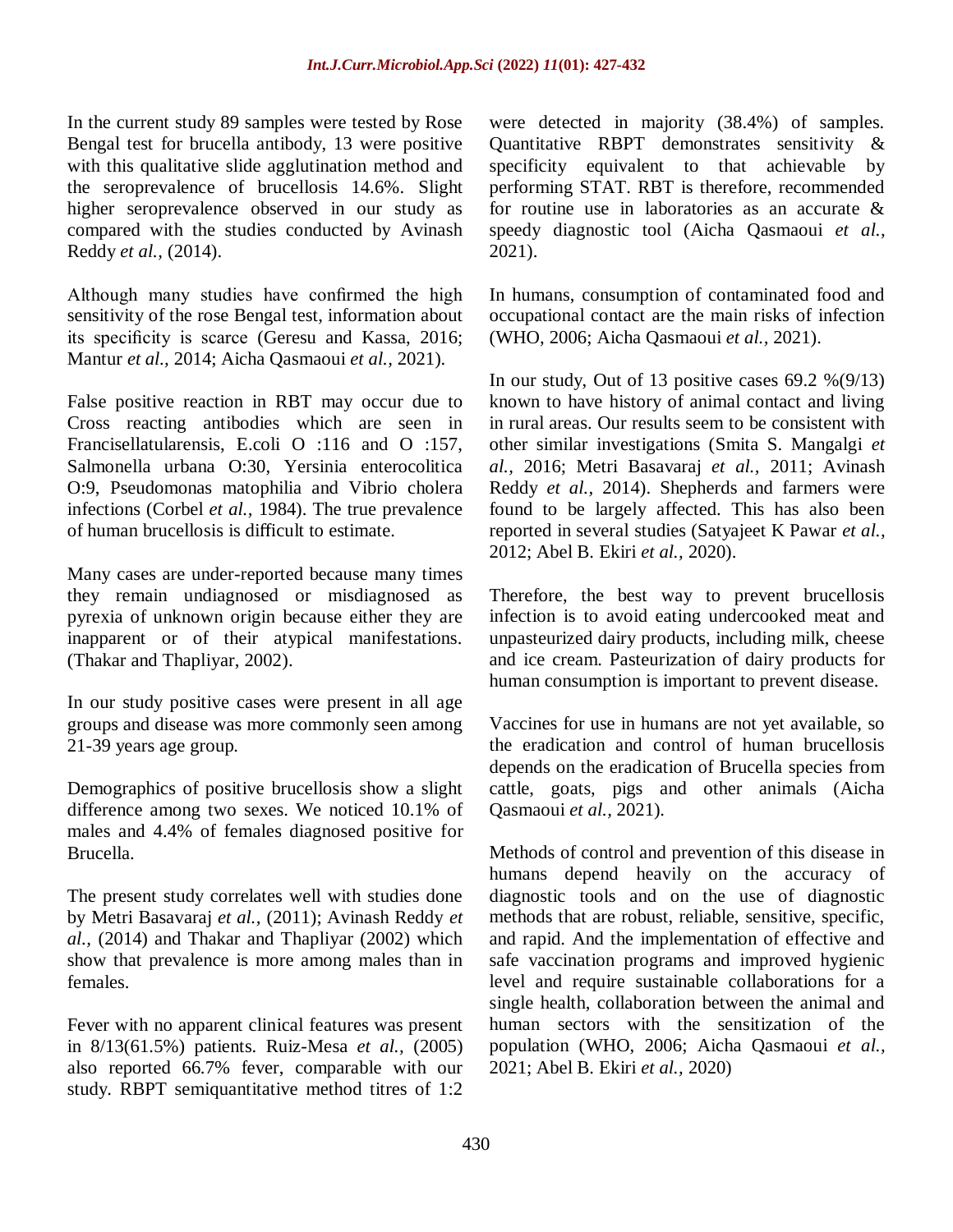In the current study 89 samples were tested by Rose Bengal test for brucella antibody, 13 were positive with this qualitative slide agglutination method and the seroprevalence of brucellosis 14.6%. Slight higher seroprevalence observed in our study as compared with the studies conducted by Avinash Reddy *et al.,* (2014).

Although many studies have confirmed the high sensitivity of the rose Bengal test, information about its specificity is scarce (Geresu and Kassa, 2016; Mantur *et al.,* 2014; Aicha Qasmaoui *et al.,* 2021).

False positive reaction in RBT may occur due to Cross reacting antibodies which are seen in Francisellatularensis, E.coli O :116 and O :157, Salmonella urbana O:30, Yersinia enterocolitica O:9, Pseudomonas matophilia and Vibrio cholera infections (Corbel *et al.,* 1984). The true prevalence of human brucellosis is difficult to estimate.

Many cases are under-reported because many times they remain undiagnosed or misdiagnosed as pyrexia of unknown origin because either they are inapparent or of their atypical manifestations. (Thakar and Thapliyar, 2002).

In our study positive cases were present in all age groups and disease was more commonly seen among 21-39 years age group.

Demographics of positive brucellosis show a slight difference among two sexes. We noticed 10.1% of males and 4.4% of females diagnosed positive for Brucella.

The present study correlates well with studies done by Metri Basavaraj *et al.,* (2011); Avinash Reddy *et al.,* (2014) and Thakar and Thapliyar (2002) which show that prevalence is more among males than in females.

Fever with no apparent clinical features was present in 8/13(61.5%) patients. Ruiz-Mesa *et al.,* (2005) also reported 66.7% fever, comparable with our study. RBPT semiquantitative method titres of 1:2 were detected in majority (38.4%) of samples. Quantitative RBPT demonstrates sensitivity & specificity equivalent to that achievable by performing STAT. RBT is therefore, recommended for routine use in laboratories as an accurate & speedy diagnostic tool (Aicha Qasmaoui *et al.,* 2021).

In humans, consumption of contaminated food and occupational contact are the main risks of infection (WHO, 2006; Aicha Qasmaoui *et al.,* 2021).

In our study, Out of 13 positive cases 69.2 %(9/13) known to have history of animal contact and living in rural areas. Our results seem to be consistent with other similar investigations (Smita S. Mangalgi *et al.,* 2016; Metri Basavaraj *et al.,* 2011; Avinash Reddy *et al.,* 2014). Shepherds and farmers were found to be largely affected. This has also been reported in several studies (Satyajeet K Pawar *et al.,* 2012; Abel B. Ekiri *et al.,* 2020).

Therefore, the best way to prevent brucellosis infection is to avoid eating undercooked meat and unpasteurized dairy products, including milk, cheese and ice cream. Pasteurization of dairy products for human consumption is important to prevent disease.

Vaccines for use in humans are not yet available, so the eradication and control of human brucellosis depends on the eradication of Brucella species from cattle, goats, pigs and other animals (Aicha Qasmaoui *et al.,* 2021).

Methods of control and prevention of this disease in humans depend heavily on the accuracy of diagnostic tools and on the use of diagnostic methods that are robust, reliable, sensitive, specific, and rapid. And the implementation of effective and safe vaccination programs and improved hygienic level and require sustainable collaborations for a single health, collaboration between the animal and human sectors with the sensitization of the population (WHO, 2006; Aicha Qasmaoui *et al.,* 2021; Abel B. Ekiri *et al.,* 2020)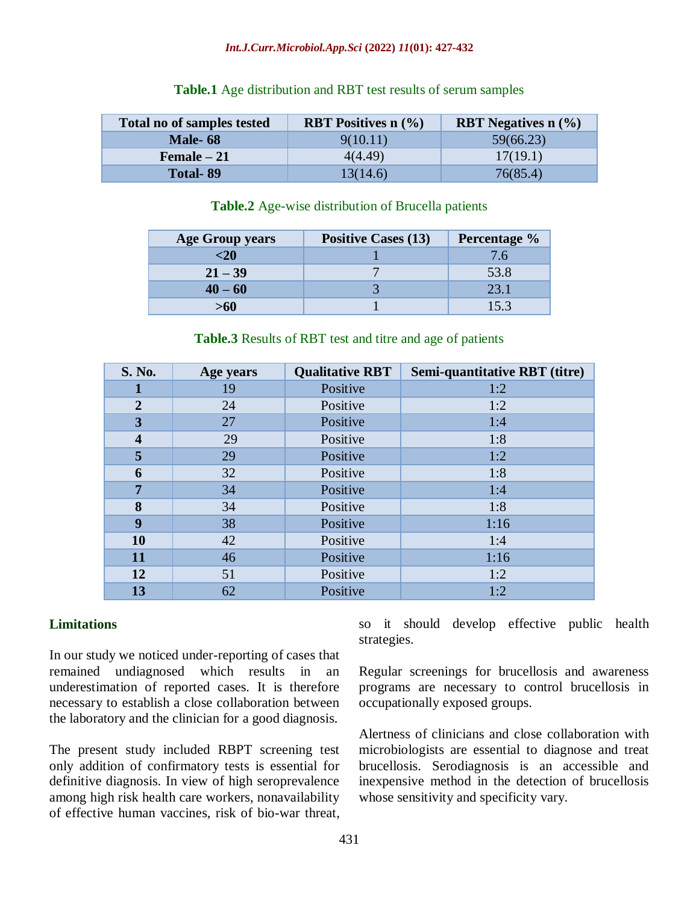**Table.1** Age distribution and RBT test results of serum samples

| Total no of samples tested | RBT Positives n (%) | RBT Negatives n (%) |
|---|---|---|
| **Male- 68** | 9(10.11) | 59(66.23) |
| **Female – 21** | 4(4.49) | 17(19.1) |
| **Total- 89** | 13(14.6) | 76(85.4) |

**Table.2** Age-wise distribution of Brucella patients

| Age Group years | Positive Cases (13) | Percentage % |
|---|---|---|
| **<20** | 1 | 7.6 |
| **21 – 39** | 7 | 53.8 |
| **40 – 60** | 3 | 23.1 |
| **>60** | 1 | 15.3 |

**Table.3** Results of RBT test and titre and age of patients

| S. No. | Age years | Qualitative RBT | Semi-quantitative RBT (titre) |
|---|---|---|---|
| **1** | 19 | Positive | 1:2 |
| **2** | 24 | Positive | 1:2 |
| **3** | 27 | Positive | 1:4 |
| **4** | 29 | Positive | 1:8 |
| **5** | 29 | Positive | 1:2 |
| **6** | 32 | Positive | 1:8 |
| **7** | 34 | Positive | 1:4 |
| **8** | 34 | Positive | 1:8 |
| **9** | 38 | Positive | 1:16 |
| **10** | 42 | Positive | 1:4 |
| **11** | 46 | Positive | 1:16 |
| **12** | 51 | Positive | 1:2 |
| **13** | 62 | Positive | 1:2 |

## Limitations

In our study we noticed under-reporting of cases that remained undiagnosed which results in an underestimation of reported cases. It is therefore necessary to establish a close collaboration between the laboratory and the clinician for a good diagnosis.

The present study included RBPT screening test only addition of confirmatory tests is essential for definitive diagnosis. In view of high seroprevalence among high risk health care workers, nonavailability of effective human vaccines, risk of bio-war threat, so it should develop effective public health strategies.

Regular screenings for brucellosis and awareness programs are necessary to control brucellosis in occupationally exposed groups.

Alertness of clinicians and close collaboration with microbiologists are essential to diagnose and treat brucellosis. Serodiagnosis is an accessible and inexpensive method in the detection of brucellosis whose sensitivity and specificity vary.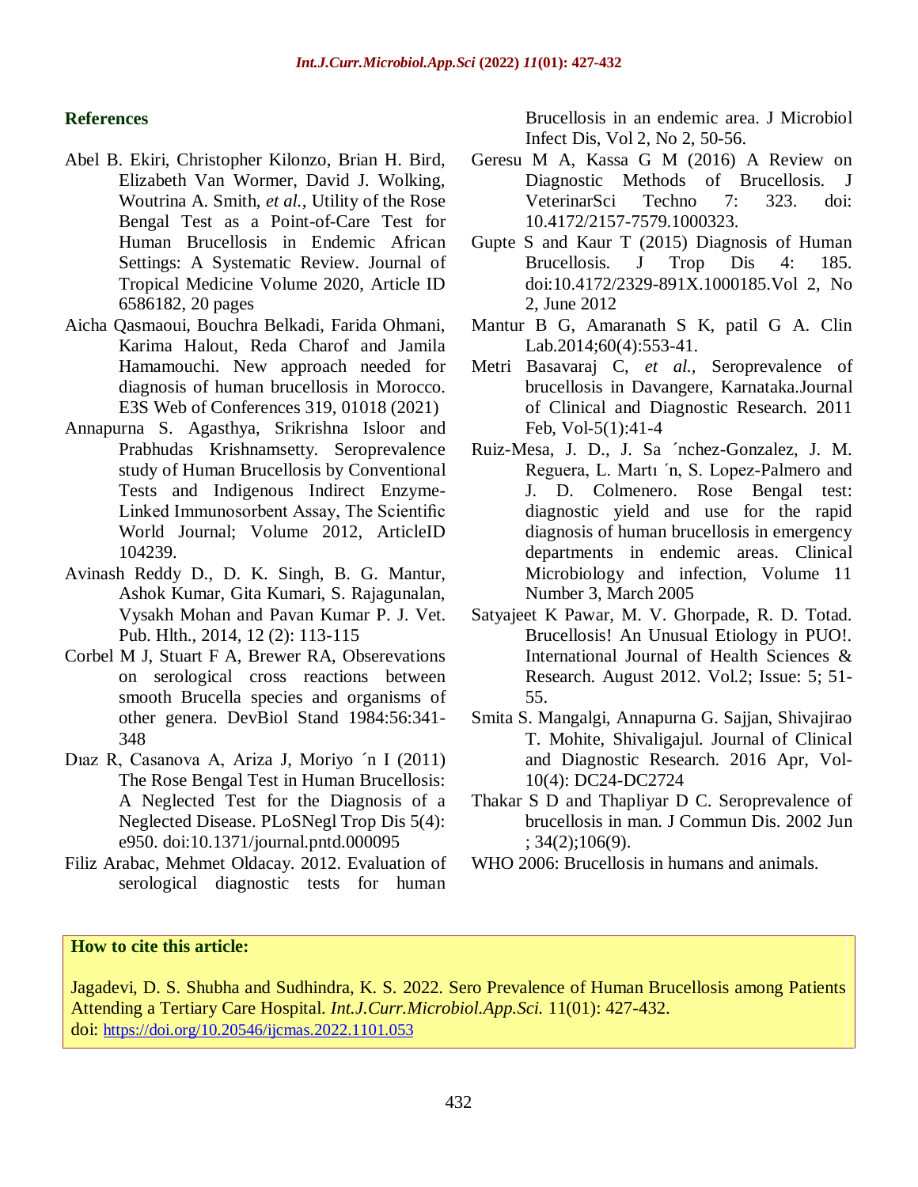## References

Abel B. Ekiri, Christopher Kilonzo, Brian H. Bird, Elizabeth Van Wormer, David J. Wolking, Woutrina A. Smith, *et al.*, Utility of the Rose Bengal Test as a Point-of-Care Test for Human Brucellosis in Endemic African Settings: A Systematic Review. Journal of Tropical Medicine Volume 2020, Article ID 6586182, 20 pages

Aicha Qasmaoui, Bouchra Belkadi, Farida Ohmani, Karima Halout, Reda Charof and Jamila Hamamouchi. New approach needed for diagnosis of human brucellosis in Morocco. E3S Web of Conferences 319, 01018 (2021)

Annapurna S. Agasthya, Srikrishna Isloor and Prabhudas Krishnamsetty. Seroprevalence study of Human Brucellosis by Conventional Tests and Indigenous Indirect Enzyme-Linked Immunosorbent Assay, The Scientific World Journal; Volume 2012, ArticleID 104239.

Avinash Reddy D., D. K. Singh, B. G. Mantur, Ashok Kumar, Gita Kumari, S. Rajagunalan, Vysakh Mohan and Pavan Kumar P. J. Vet. Pub. Hlth., 2014, 12 (2): 113-115

Corbel M J, Stuart F A, Brewer RA, Obserevations on serological cross reactions between smooth Brucella species and organisms of other genera. DevBiol Stand 1984:56:341-348

Dıaz R, Casanova A, Ariza J, Moriyo ´n I (2011) The Rose Bengal Test in Human Brucellosis: A Neglected Test for the Diagnosis of a Neglected Disease. PLoSNegl Trop Dis 5(4): e950. doi:10.1371/journal.pntd.000095

Filiz Arabac, Mehmet Oldacay. 2012. Evaluation of serological diagnostic tests for human Brucellosis in an endemic area. J Microbiol Infect Dis, Vol 2, No 2, 50-56.

Geresu M A, Kassa G M (2016) A Review on Diagnostic Methods of Brucellosis. J VeterinarSci Techno 7: 323. doi: 10.4172/2157-7579.1000323.

Gupte S and Kaur T (2015) Diagnosis of Human Brucellosis. J Trop Dis 4: 185. doi:10.4172/2329-891X.1000185.Vol 2, No 2, June 2012

Mantur B G, Amaranath S K, patil G A. Clin Lab.2014;60(4):553-41.

Metri Basavaraj C, *et al.,* Seroprevalence of brucellosis in Davangere, Karnataka.Journal of Clinical and Diagnostic Research. 2011 Feb, Vol-5(1):41-4

Ruiz-Mesa, J. D., J. Sa ´nchez-Gonzalez, J. M. Reguera, L. Martı ´n, S. Lopez-Palmero and J. D. Colmenero. Rose Bengal test: diagnostic yield and use for the rapid diagnosis of human brucellosis in emergency departments in endemic areas. Clinical Microbiology and infection, Volume 11 Number 3, March 2005

Satyajeet K Pawar, M. V. Ghorpade, R. D. Totad. Brucellosis! An Unusual Etiology in PUO!. International Journal of Health Sciences & Research. August 2012. Vol.2; Issue: 5; 51-55.

Smita S. Mangalgi, Annapurna G. Sajjan, Shivajirao T. Mohite, Shivaligajul. Journal of Clinical and Diagnostic Research. 2016 Apr, Vol-10(4): DC24-DC2724

Thakar S D and Thapliyar D C. Seroprevalence of brucellosis in man. J Commun Dis. 2002 Jun ; 34(2);106(9).

WHO 2006: Brucellosis in humans and animals.

**How to cite this article:**

Jagadevi, D. S. Shubha and Sudhindra, K. S. 2022. Sero Prevalence of Human Brucellosis among Patients Attending a Tertiary Care Hospital. *Int.J.Curr.Microbiol.App.Sci.* 11(01): 427-432.
doi: https://doi.org/10.20546/ijcmas.2022.1101.053